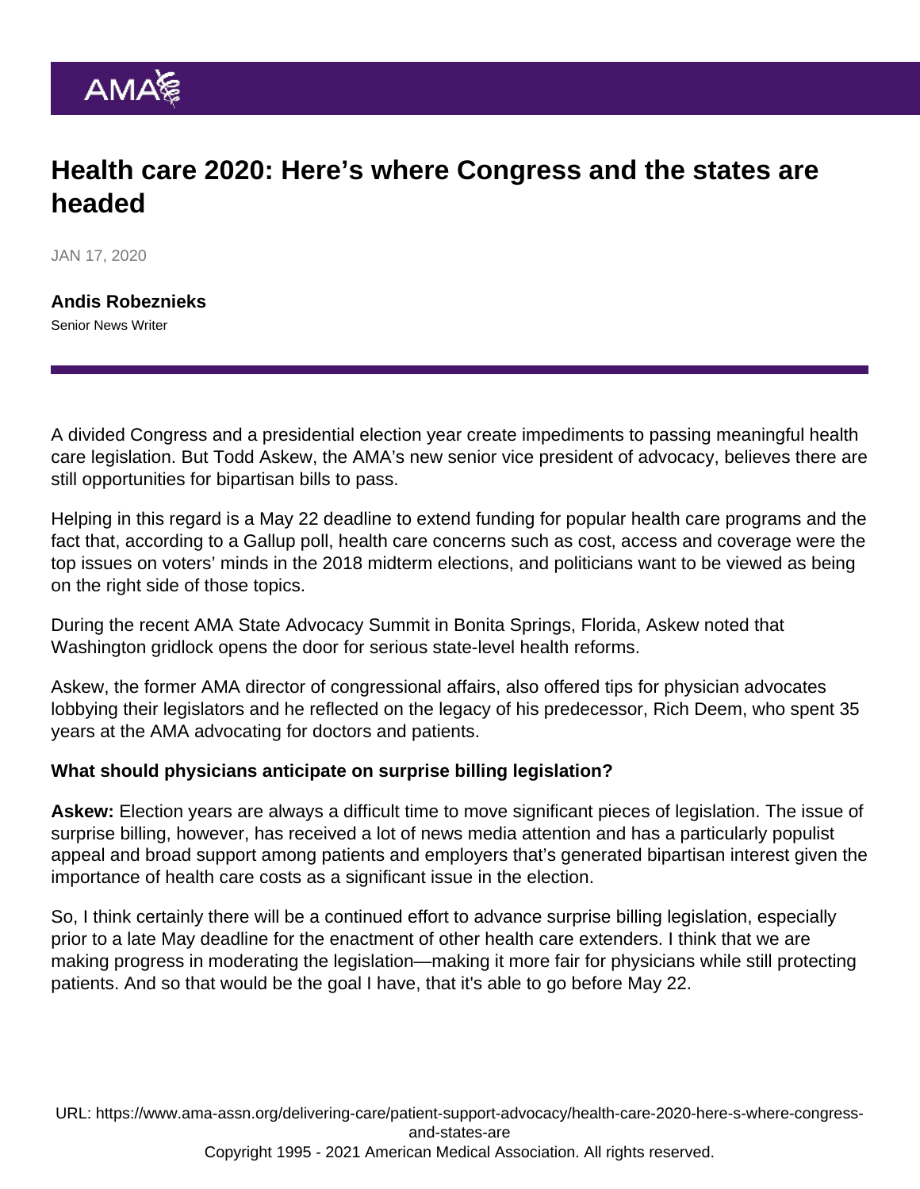# Health care 2020: Here's where Congress and the states are headed

JAN 17, 2020

**Andis Robeznieks**
Senior News Writer

A divided Congress and a presidential election year create impediments to passing meaningful health care legislation. But Todd Askew, the AMA's new senior vice president of advocacy, believes there are still opportunities for bipartisan bills to pass.

Helping in this regard is a May 22 deadline to extend funding for popular health care programs and the fact that, according to a Gallup poll, health care concerns such as cost, access and coverage were the top issues on voters' minds in the 2018 midterm elections, and politicians want to be viewed as being on the right side of those topics.

During the recent AMA State Advocacy Summit in Bonita Springs, Florida, Askew noted that Washington gridlock opens the door for serious state-level health reforms.

Askew, the former AMA director of congressional affairs, also offered tips for physician advocates lobbying their legislators and he reflected on the legacy of his predecessor, Rich Deem, who spent 35 years at the AMA advocating for doctors and patients.

**What should physicians anticipate on surprise billing legislation?**

**Askew:** Election years are always a difficult time to move significant pieces of legislation. The issue of surprise billing, however, has received a lot of news media attention and has a particularly populist appeal and broad support among patients and employers that's generated bipartisan interest given the importance of health care costs as a significant issue in the election.

So, I think certainly there will be a continued effort to advance surprise billing legislation, especially prior to a late May deadline for the enactment of other health care extenders. I think that we are making progress in moderating the legislation—making it more fair for physicians while still protecting patients. And so that would be the goal I have, that it's able to go before May 22.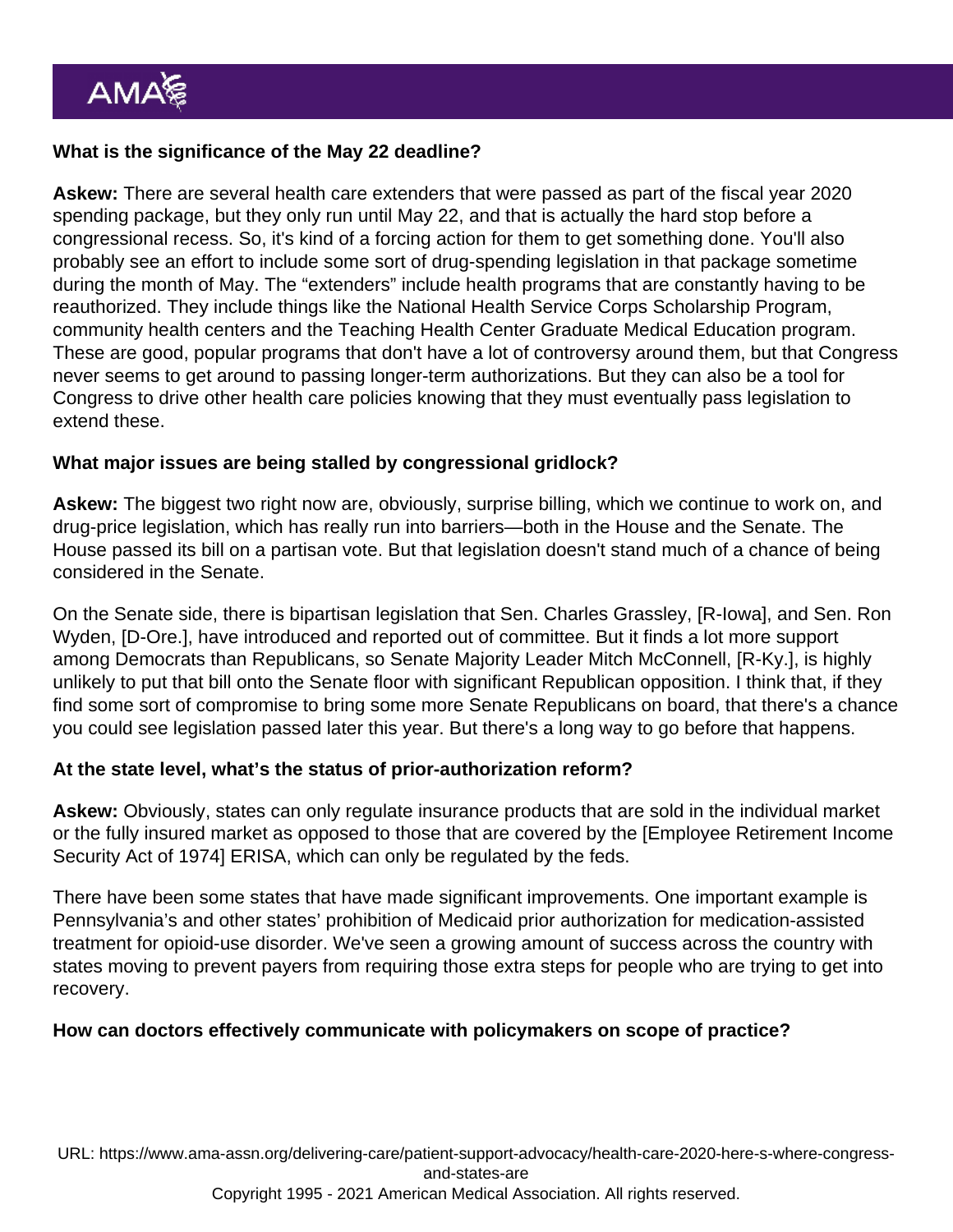**What is the significance of the May 22 deadline?**

**Askew:** There are several health care extenders that were passed as part of the fiscal year 2020 spending package, but they only run until May 22, and that is actually the hard stop before a congressional recess. So, it's kind of a forcing action for them to get something done. You'll also probably see an effort to include some sort of drug-spending legislation in that package sometime during the month of May. The "extenders" include health programs that are constantly having to be reauthorized. They include things like the National Health Service Corps Scholarship Program, community health centers and the Teaching Health Center Graduate Medical Education program. These are good, popular programs that don't have a lot of controversy around them, but that Congress never seems to get around to passing longer-term authorizations. But they can also be a tool for Congress to drive other health care policies knowing that they must eventually pass legislation to extend these.

**What major issues are being stalled by congressional gridlock?**

**Askew:** The biggest two right now are, obviously, surprise billing, which we continue to work on, and drug-price legislation, which has really run into barriers—both in the House and the Senate. The House passed its bill on a partisan vote. But that legislation doesn't stand much of a chance of being considered in the Senate.

On the Senate side, there is bipartisan legislation that Sen. Charles Grassley, [R-Iowa], and Sen. Ron Wyden, [D-Ore.], have introduced and reported out of committee. But it finds a lot more support among Democrats than Republicans, so Senate Majority Leader Mitch McConnell, [R-Ky.], is highly unlikely to put that bill onto the Senate floor with significant Republican opposition. I think that, if they find some sort of compromise to bring some more Senate Republicans on board, that there's a chance you could see legislation passed later this year. But there's a long way to go before that happens.

**At the state level, what's the status of prior-authorization reform?**

**Askew:** Obviously, states can only regulate insurance products that are sold in the individual market or the fully insured market as opposed to those that are covered by the [Employee Retirement Income Security Act of 1974] ERISA, which can only be regulated by the feds.

There have been some states that have made significant improvements. One important example is Pennsylvania's and other states' prohibition of Medicaid prior authorization for medication-assisted treatment for opioid-use disorder. We've seen a growing amount of success across the country with states moving to prevent payers from requiring those extra steps for people who are trying to get into recovery.

**How can doctors effectively communicate with policymakers on scope of practice?**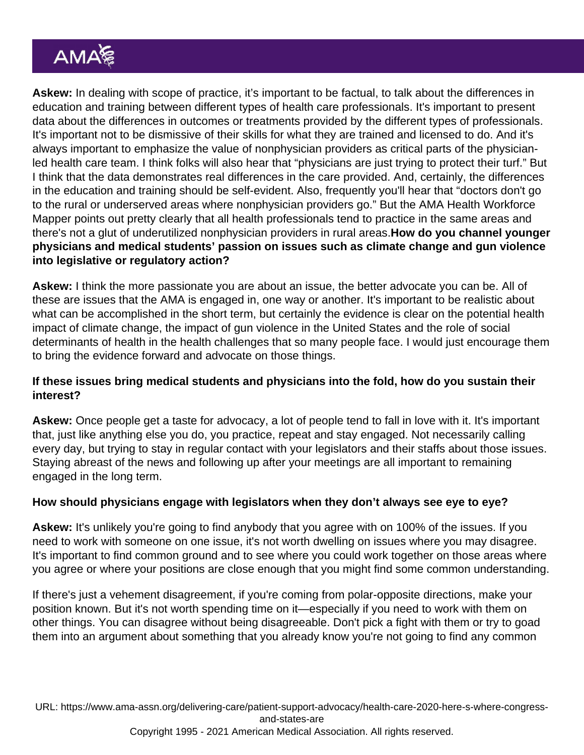**Askew:** In dealing with scope of practice, it's important to be factual, to talk about the differences in education and training between different types of health care professionals. It's important to present data about the differences in outcomes or treatments provided by the different types of professionals. It's important not to be dismissive of their skills for what they are trained and licensed to do. And it's always important to emphasize the value of nonphysician providers as critical parts of the physician-led health care team. I think folks will also hear that "physicians are just trying to protect their turf." But I think that the data demonstrates real differences in the care provided. And, certainly, the differences in the education and training should be self-evident. Also, frequently you'll hear that "doctors don't go to the rural or underserved areas where nonphysician providers go." But the AMA Health Workforce Mapper points out pretty clearly that all health professionals tend to practice in the same areas and there's not a glut of underutilized nonphysician providers in rural areas.**How do you channel younger physicians and medical students' passion on issues such as climate change and gun violence into legislative or regulatory action?**

**Askew:** I think the more passionate you are about an issue, the better advocate you can be. All of these are issues that the AMA is engaged in, one way or another. It's important to be realistic about what can be accomplished in the short term, but certainly the evidence is clear on the potential health impact of climate change, the impact of gun violence in the United States and the role of social determinants of health in the health challenges that so many people face. I would just encourage them to bring the evidence forward and advocate on those things.

**If these issues bring medical students and physicians into the fold, how do you sustain their interest?**

**Askew:** Once people get a taste for advocacy, a lot of people tend to fall in love with it. It's important that, just like anything else you do, you practice, repeat and stay engaged. Not necessarily calling every day, but trying to stay in regular contact with your legislators and their staffs about those issues. Staying abreast of the news and following up after your meetings are all important to remaining engaged in the long term.

**How should physicians engage with legislators when they don't always see eye to eye?**

**Askew:** It's unlikely you're going to find anybody that you agree with on 100% of the issues. If you need to work with someone on one issue, it's not worth dwelling on issues where you may disagree. It's important to find common ground and to see where you could work together on those areas where you agree or where your positions are close enough that you might find some common understanding.

If there's just a vehement disagreement, if you're coming from polar-opposite directions, make your position known. But it's not worth spending time on it—especially if you need to work with them on other things. You can disagree without being disagreeable. Don't pick a fight with them or try to goad them into an argument about something that you already know you're not going to find any common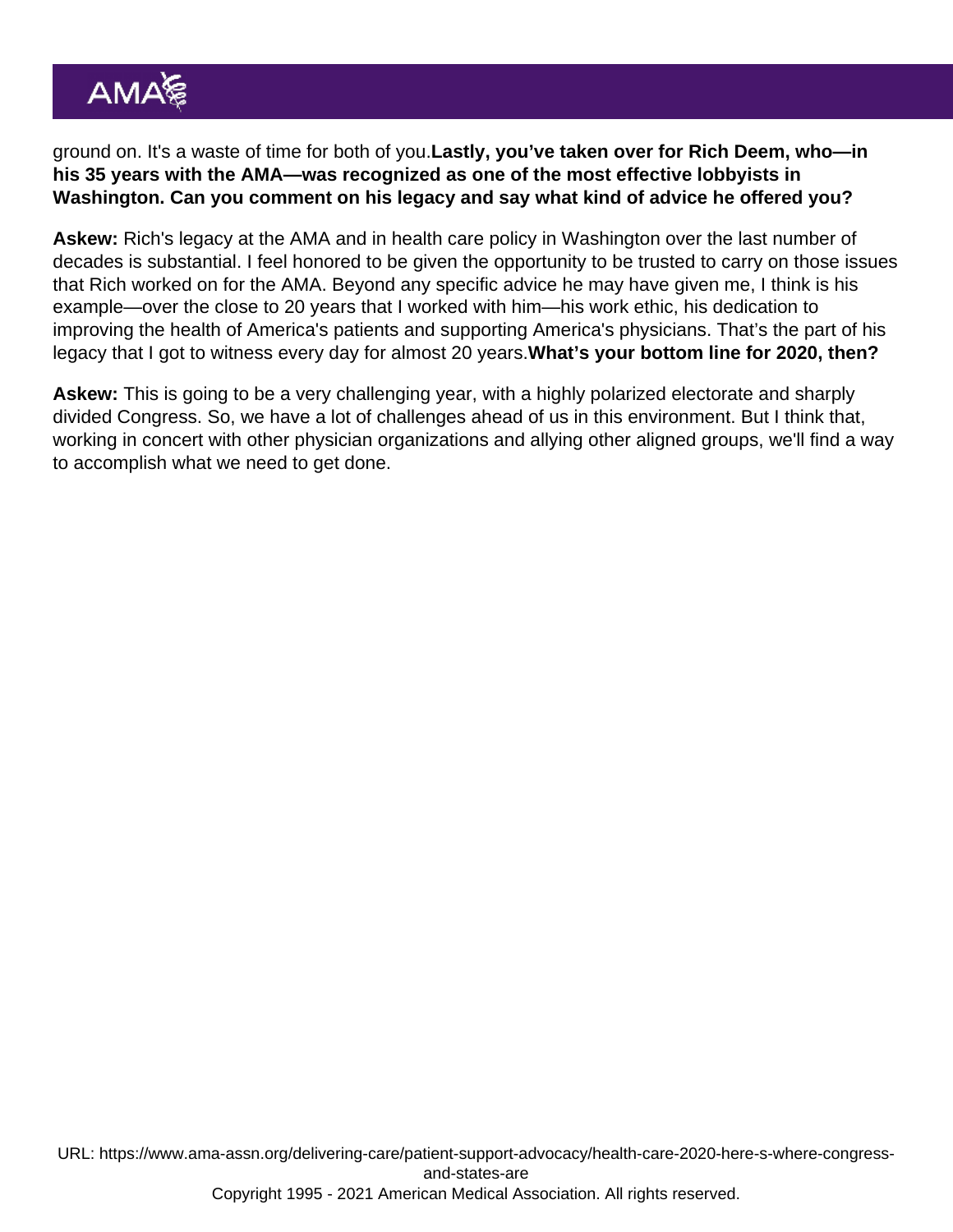ground on. It's a waste of time for both of you.**Lastly, you've taken over for Rich Deem, who—in his 35 years with the AMA—was recognized as one of the most effective lobbyists in Washington. Can you comment on his legacy and say what kind of advice he offered you?**

**Askew:** Rich's legacy at the AMA and in health care policy in Washington over the last number of decades is substantial. I feel honored to be given the opportunity to be trusted to carry on those issues that Rich worked on for the AMA. Beyond any specific advice he may have given me, I think is his example—over the close to 20 years that I worked with him—his work ethic, his dedication to improving the health of America's patients and supporting America's physicians. That's the part of his legacy that I got to witness every day for almost 20 years.**What's your bottom line for 2020, then?**

**Askew:** This is going to be a very challenging year, with a highly polarized electorate and sharply divided Congress. So, we have a lot of challenges ahead of us in this environment. But I think that, working in concert with other physician organizations and allying other aligned groups, we'll find a way to accomplish what we need to get done.